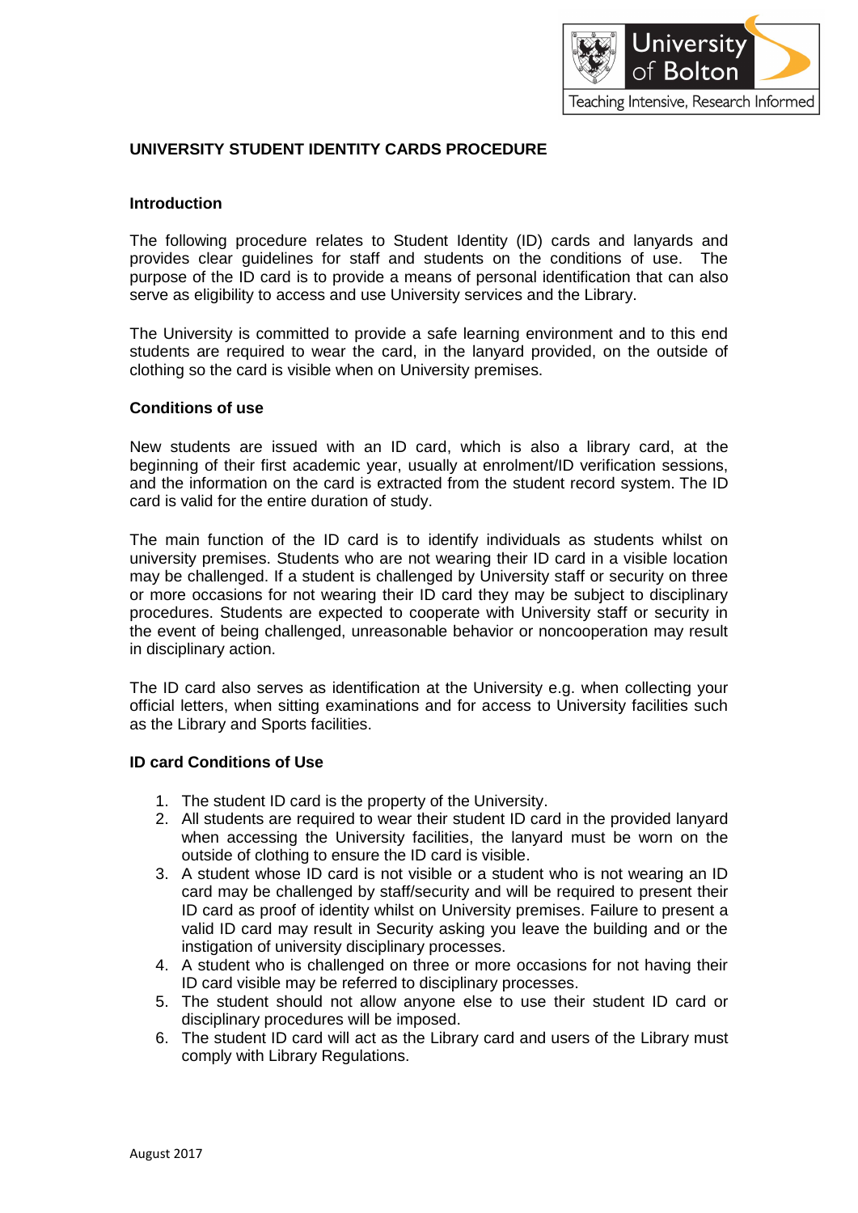# UNIVERSITY STUDENT IDENTITY CARDS PROCEDURE

## Introduction

The following procedure relates to Student Identity (ID) cards and lanyards and provides clear guidelines for staff and students on the conditions of use. The purpose of the ID card is to provide a means of personal identification that can also serve as eligibility to access and use University services and the Library.

The University is committed to provide a safe learning environment and to this end students are required to wear the card, in the lanyard provided, on the outside of clothing so the card is visible when on University premises.

## Conditions of use

New students are issued with an ID card, which is also a library card, at the beginning of their first academic year, usually at enrolment/ID verification sessions, and the information on the card is extracted from the student record system. The ID card is valid for the entire duration of study.

The main function of the ID card is to identify individuals as students whilst on university premises. Students who are not wearing their ID card in a visible location may be challenged. If a student is challenged by University staff or security on three or more occasions for not wearing their ID card they may be subject to disciplinary procedures. Students are expected to cooperate with University staff or security in the event of being challenged, unreasonable behavior or noncooperation may result in disciplinary action.

The ID card also serves as identification at the University e.g. when collecting your official letters, when sitting examinations and for access to University facilities such as the Library and Sports facilities.

## ID card Conditions of Use

1. The student ID card is the property of the University.
2. All students are required to wear their student ID card in the provided lanyard when accessing the University facilities, the lanyard must be worn on the outside of clothing to ensure the ID card is visible.
3. A student whose ID card is not visible or a student who is not wearing an ID card may be challenged by staff/security and will be required to present their ID card as proof of identity whilst on University premises. Failure to present a valid ID card may result in Security asking you leave the building and or the instigation of university disciplinary processes.
4. A student who is challenged on three or more occasions for not having their ID card visible may be referred to disciplinary processes.
5. The student should not allow anyone else to use their student ID card or disciplinary procedures will be imposed.
6. The student ID card will act as the Library card and users of the Library must comply with Library Regulations.

August 2017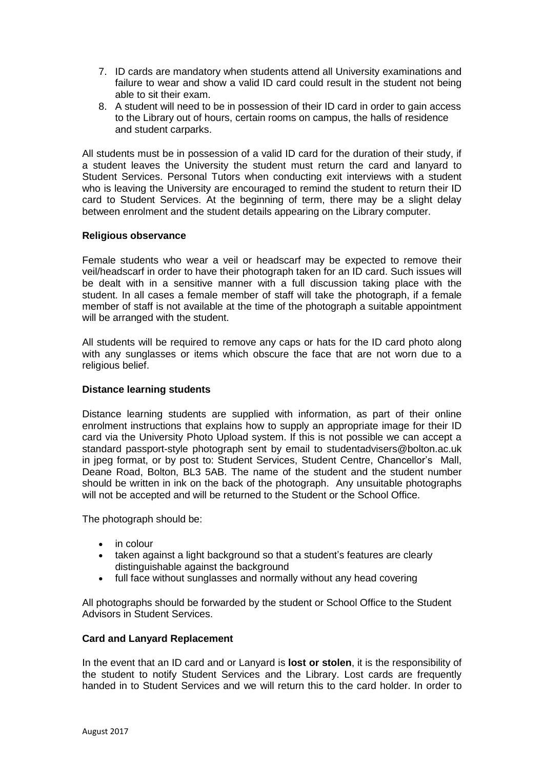7. ID cards are mandatory when students attend all University examinations and failure to wear and show a valid ID card could result in the student not being able to sit their exam.
8. A student will need to be in possession of their ID card in order to gain access to the Library out of hours, certain rooms on campus, the halls of residence and student carparks.

All students must be in possession of a valid ID card for the duration of their study, if a student leaves the University the student must return the card and lanyard to Student Services. Personal Tutors when conducting exit interviews with a student who is leaving the University are encouraged to remind the student to return their ID card to Student Services. At the beginning of term, there may be a slight delay between enrolment and the student details appearing on the Library computer.

**Religious observance**

Female students who wear a veil or headscarf may be expected to remove their veil/headscarf in order to have their photograph taken for an ID card. Such issues will be dealt with in a sensitive manner with a full discussion taking place with the student. In all cases a female member of staff will take the photograph, if a female member of staff is not available at the time of the photograph a suitable appointment will be arranged with the student.

All students will be required to remove any caps or hats for the ID card photo along with any sunglasses or items which obscure the face that are not worn due to a religious belief.

**Distance learning students**

Distance learning students are supplied with information, as part of their online enrolment instructions that explains how to supply an appropriate image for their ID card via the University Photo Upload system. If this is not possible we can accept a standard passport-style photograph sent by email to studentadvisers@bolton.ac.uk in jpeg format, or by post to: Student Services, Student Centre, Chancellor's Mall, Deane Road, Bolton, BL3 5AB. The name of the student and the student number should be written in ink on the back of the photograph. Any unsuitable photographs will not be accepted and will be returned to the Student or the School Office.

The photograph should be:

- in colour
- taken against a light background so that a student's features are clearly distinguishable against the background
- full face without sunglasses and normally without any head covering

All photographs should be forwarded by the student or School Office to the Student Advisors in Student Services.

**Card and Lanyard Replacement**

In the event that an ID card and or Lanyard is **lost or stolen**, it is the responsibility of the student to notify Student Services and the Library. Lost cards are frequently handed in to Student Services and we will return this to the card holder. In order to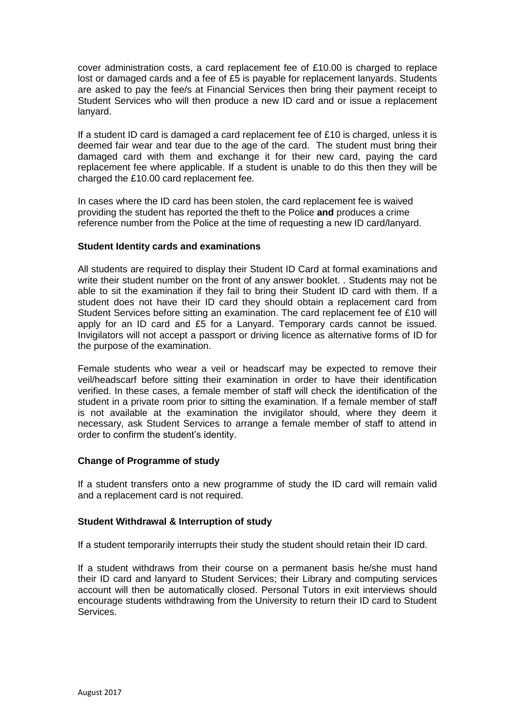cover administration costs, a card replacement fee of £10.00 is charged to replace lost or damaged cards and a fee of £5 is payable for replacement lanyards. Students are asked to pay the fee/s at Financial Services then bring their payment receipt to Student Services who will then produce a new ID card and or issue a replacement lanyard.

If a student ID card is damaged a card replacement fee of £10 is charged, unless it is deemed fair wear and tear due to the age of the card. The student must bring their damaged card with them and exchange it for their new card, paying the card replacement fee where applicable. If a student is unable to do this then they will be charged the £10.00 card replacement fee.

In cases where the ID card has been stolen, the card replacement fee is waived providing the student has reported the theft to the Police **and** produces a crime reference number from the Police at the time of requesting a new ID card/lanyard.

**Student Identity cards and examinations**

All students are required to display their Student ID Card at formal examinations and write their student number on the front of any answer booklet. . Students may not be able to sit the examination if they fail to bring their Student ID card with them. If a student does not have their ID card they should obtain a replacement card from Student Services before sitting an examination. The card replacement fee of £10 will apply for an ID card and £5 for a Lanyard. Temporary cards cannot be issued. Invigilators will not accept a passport or driving licence as alternative forms of ID for the purpose of the examination.

Female students who wear a veil or headscarf may be expected to remove their veil/headscarf before sitting their examination in order to have their identification verified. In these cases, a female member of staff will check the identification of the student in a private room prior to sitting the examination. If a female member of staff is not available at the examination the invigilator should, where they deem it necessary, ask Student Services to arrange a female member of staff to attend in order to confirm the student's identity.

**Change of Programme of study**

If a student transfers onto a new programme of study the ID card will remain valid and a replacement card is not required.

**Student Withdrawal & Interruption of study**

If a student temporarily interrupts their study the student should retain their ID card.

If a student withdraws from their course on a permanent basis he/she must hand their ID card and lanyard to Student Services; their Library and computing services account will then be automatically closed. Personal Tutors in exit interviews should encourage students withdrawing from the University to return their ID card to Student Services.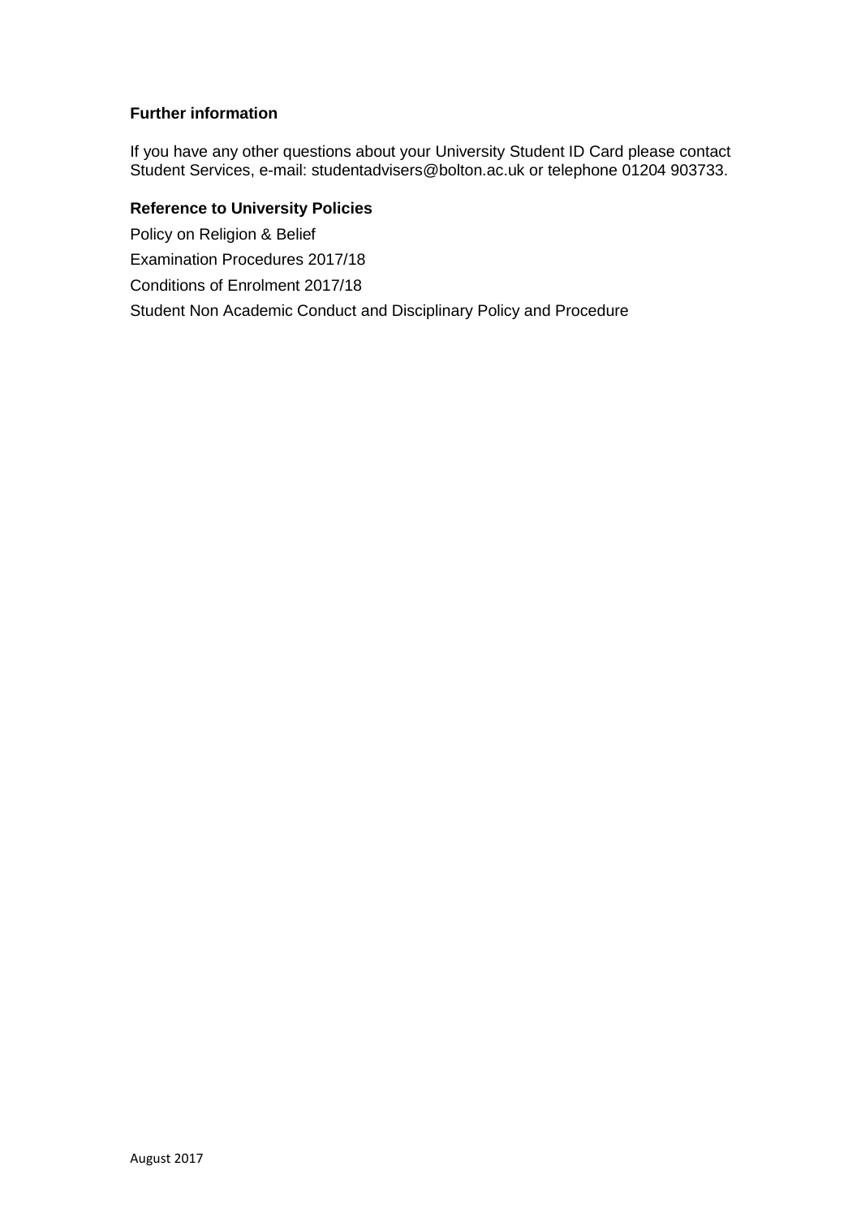**Further information**

If you have any other questions about your University Student ID Card please contact Student Services, e-mail: studentadvisers@bolton.ac.uk or telephone 01204 903733.

**Reference to University Policies**

Policy on Religion & Belief

Examination Procedures 2017/18

Conditions of Enrolment 2017/18

Student Non Academic Conduct and Disciplinary Policy and Procedure